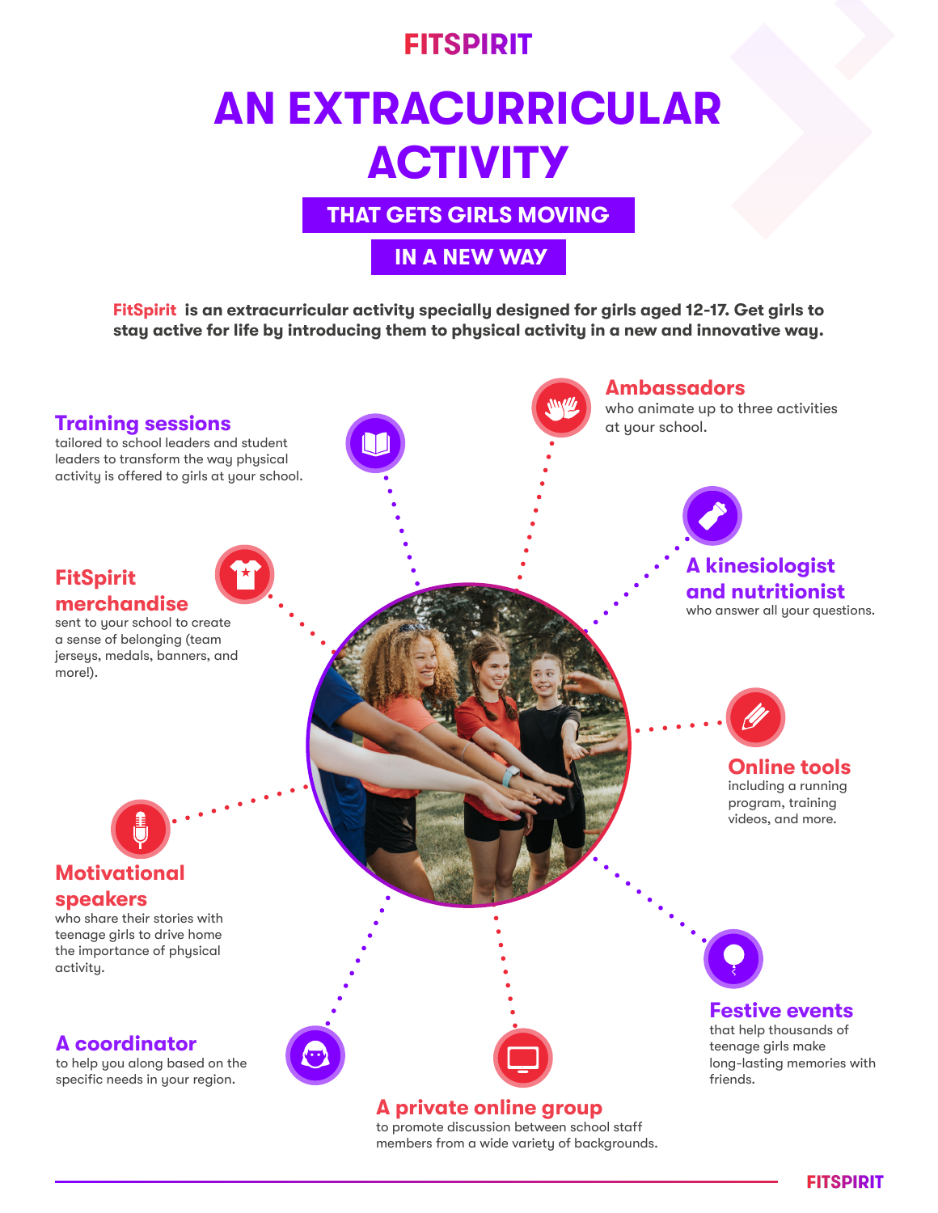**FITSPIRIT**

# AN EXTRACURRICULAR ACTIVITY

## THAT GETS GIRLS MOVING IN A NEW WAY

**FitSpirit is an extracurricular activity specially designed for girls aged 12-17. Get girls to stay active for life by introducing them to physical activity in a new and innovative way.**

### Training sessions
tailored to school leaders and student leaders to transform the way physical activity is offered to girls at your school.

### Ambassadors
who animate up to three activities at your school.

### FitSpirit merchandise
sent to your school to create a sense of belonging (team jerseys, medals, banners, and more!).

### A kinesiologist and nutritionist
who answer all your questions.

### Online tools
including a running program, training videos, and more.

### Motivational speakers
who share their stories with teenage girls to drive home the importance of physical activity.

### Festive events
that help thousands of teenage girls make long-lasting memories with friends.

### A coordinator
to help you along based on the specific needs in your region.

### A private online group
to promote discussion between school staff members from a wide variety of backgrounds.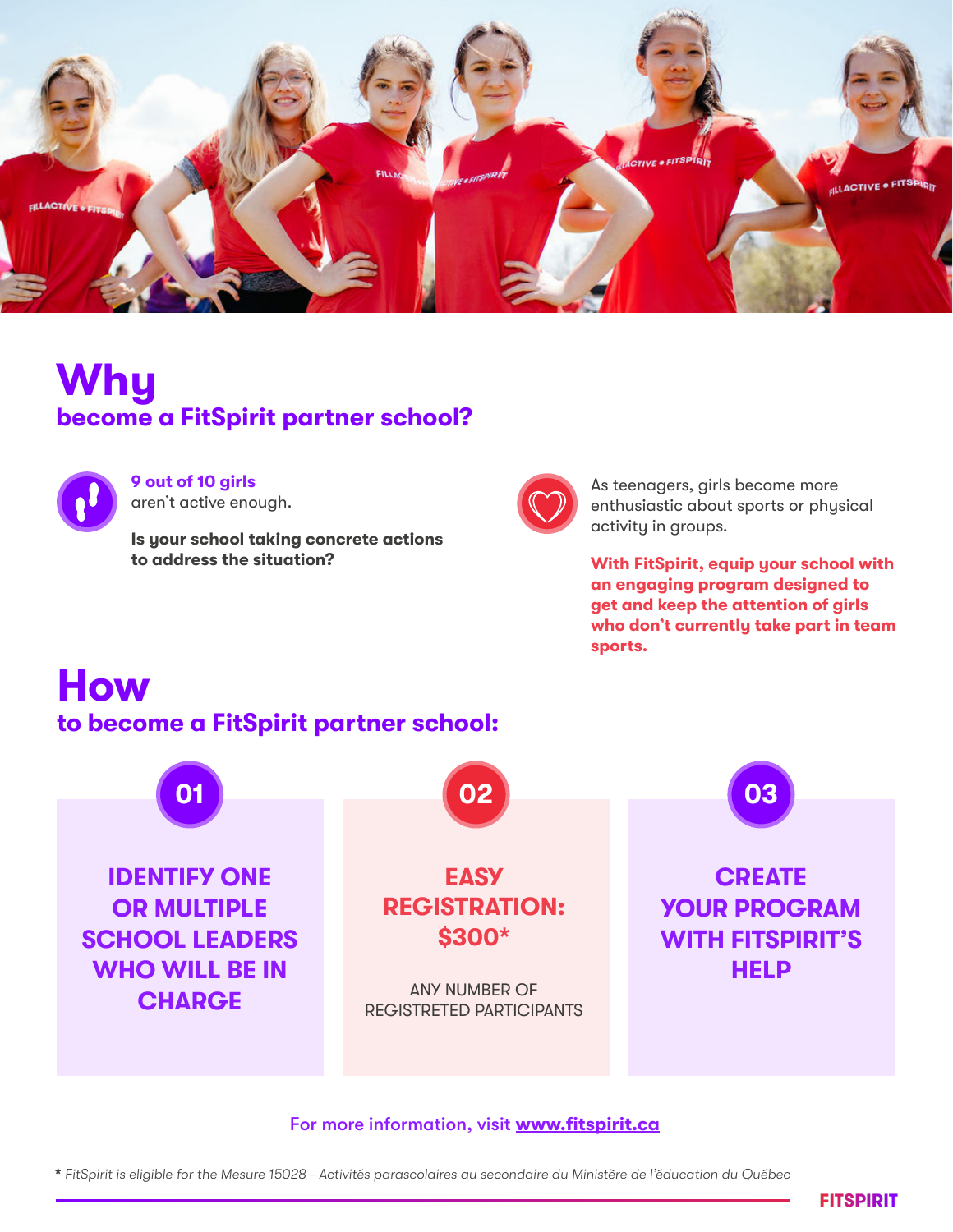# Why
## become a FitSpirit partner school?

**9 out of 10 girls** aren't active enough.

**Is your school taking concrete actions to address the situation?**

As teenagers, girls become more enthusiastic about sports or physical activity in groups.

**With FitSpirit, equip your school with an engaging program designed to get and keep the attention of girls who don't currently take part in team sports.**

# How
## to become a FitSpirit partner school:

**01**

**IDENTIFY ONE OR MULTIPLE SCHOOL LEADERS WHO WILL BE IN CHARGE**

**02**

**EASY REGISTRATION: $300***

ANY NUMBER OF REGISTRETED PARTICIPANTS

**03**

**CREATE YOUR PROGRAM WITH FITSPIRIT'S HELP**

For more information, visit **www.fitspirit.ca**

* *FitSpirit is eligible for the Mesure 15028 - Activités parascolaires au secondaire du Ministère de l'éducation du Québec*